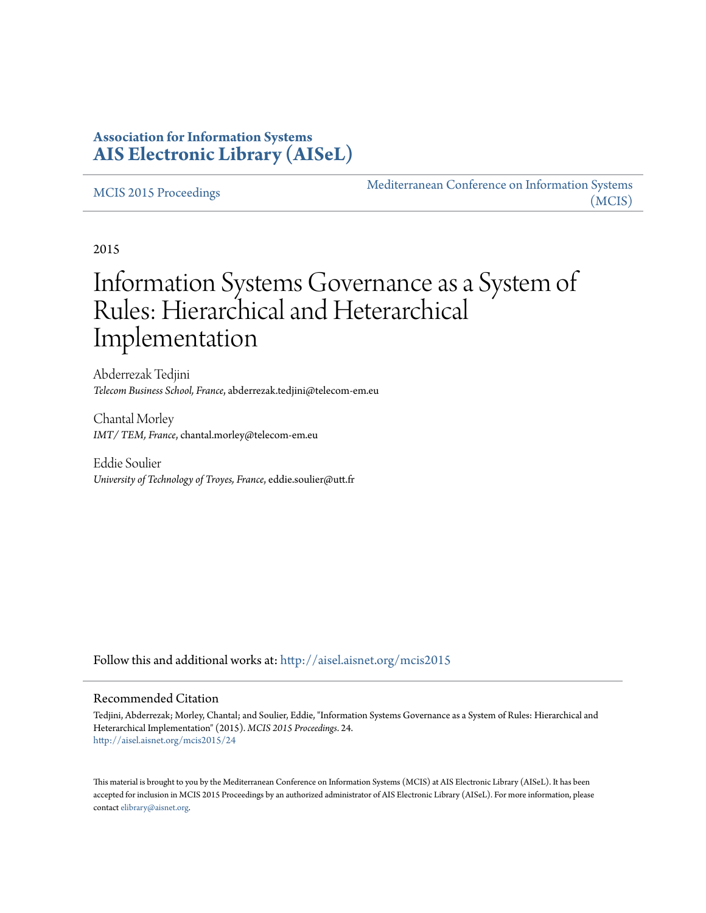**Association for Information Systems**
**AIS Electronic Library (AISeL)**

MCIS 2015 Proceedings

Mediterranean Conference on Information Systems (MCIS)

2015

# Information Systems Governance as a System of Rules: Hierarchical and Heterarchical Implementation

Abderrezak Tedjini
*Telecom Business School, France*, abderrezak.tedjini@telecom-em.eu

Chantal Morley
*IMT/ TEM, France*, chantal.morley@telecom-em.eu

Eddie Soulier
*University of Technology of Troyes, France*, eddie.soulier@utt.fr

Follow this and additional works at: http://aisel.aisnet.org/mcis2015

## Recommended Citation

Tedjini, Abderrezak; Morley, Chantal; and Soulier, Eddie, "Information Systems Governance as a System of Rules: Hierarchical and Heterarchical Implementation" (2015). *MCIS 2015 Proceedings*. 24.
http://aisel.aisnet.org/mcis2015/24

This material is brought to you by the Mediterranean Conference on Information Systems (MCIS) at AIS Electronic Library (AISeL). It has been accepted for inclusion in MCIS 2015 Proceedings by an authorized administrator of AIS Electronic Library (AISeL). For more information, please contact elibrary@aisnet.org.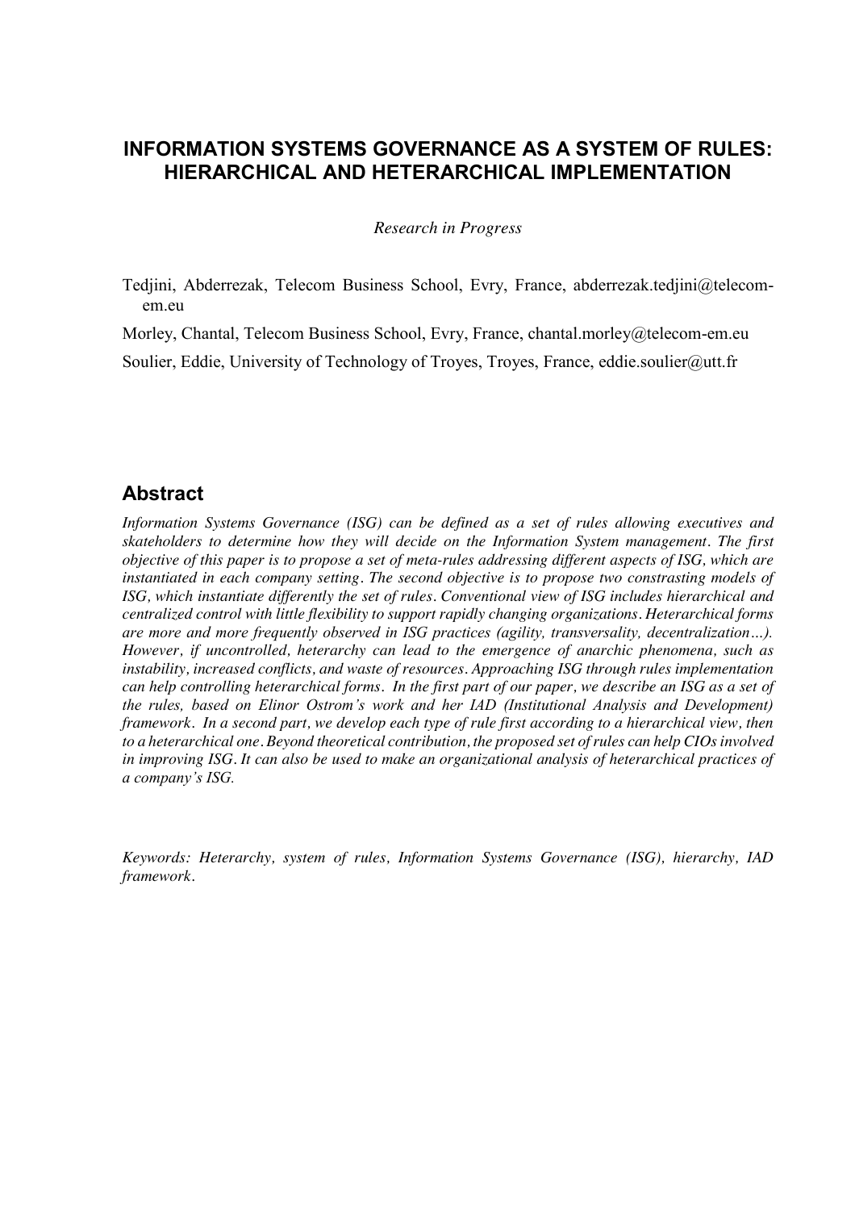# INFORMATION SYSTEMS GOVERNANCE AS A SYSTEM OF RULES: HIERARCHICAL AND HETERARCHICAL IMPLEMENTATION

*Research in Progress*

Tedjini, Abderrezak, Telecom Business School, Evry, France, abderrezak.tedjini@telecom-em.eu

Morley, Chantal, Telecom Business School, Evry, France, chantal.morley@telecom-em.eu

Soulier, Eddie, University of Technology of Troyes, Troyes, France, eddie.soulier@utt.fr

## Abstract

*Information Systems Governance (ISG) can be defined as a set of rules allowing executives and skateholders to determine how they will decide on the Information System management. The first objective of this paper is to propose a set of meta-rules addressing different aspects of ISG, which are instantiated in each company setting. The second objective is to propose two constrasting models of ISG, which instantiate differently the set of rules. Conventional view of ISG includes hierarchical and centralized control with little flexibility to support rapidly changing organizations. Heterarchical forms are more and more frequently observed in ISG practices (agility, transversality, decentralization…). However, if uncontrolled, heterarchy can lead to the emergence of anarchic phenomena, such as instability, increased conflicts, and waste of resources. Approaching ISG through rules implementation can help controlling heterarchical forms. In the first part of our paper, we describe an ISG as a set of the rules, based on Elinor Ostrom's work and her IAD (Institutional Analysis and Development) framework. In a second part, we develop each type of rule first according to a hierarchical view, then to a heterarchical one. Beyond theoretical contribution, the proposed set of rules can help CIOs involved in improving ISG. It can also be used to make an organizational analysis of heterarchical practices of a company's ISG.*

*Keywords: Heterarchy, system of rules, Information Systems Governance (ISG), hierarchy, IAD framework.*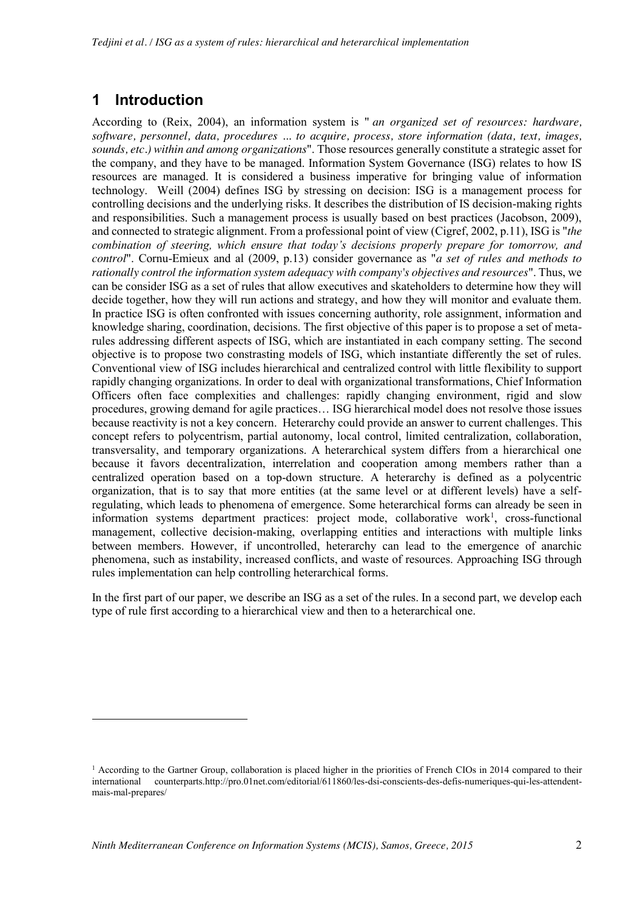## 1 Introduction

According to (Reix, 2004), an information system is " *an organized set of resources: hardware, software, personnel, data, procedures … to acquire, process, store information (data, text, images, sounds, etc.) within and among organizations*". Those resources generally constitute a strategic asset for the company, and they have to be managed. Information System Governance (ISG) relates to how IS resources are managed. It is considered a business imperative for bringing value of information technology. Weill (2004) defines ISG by stressing on decision: ISG is a management process for controlling decisions and the underlying risks. It describes the distribution of IS decision-making rights and responsibilities. Such a management process is usually based on best practices (Jacobson, 2009), and connected to strategic alignment. From a professional point of view (Cigref, 2002, p.11), ISG is "*the combination of steering, which ensure that today's decisions properly prepare for tomorrow, and control*". Cornu-Emieux and al (2009, p.13) consider governance as "*a set of rules and methods to rationally control the information system adequacy with company's objectives and resources*". Thus, we can be consider ISG as a set of rules that allow executives and skateholders to determine how they will decide together, how they will run actions and strategy, and how they will monitor and evaluate them. In practice ISG is often confronted with issues concerning authority, role assignment, information and knowledge sharing, coordination, decisions. The first objective of this paper is to propose a set of meta-rules addressing different aspects of ISG, which are instantiated in each company setting. The second objective is to propose two constrasting models of ISG, which instantiate differently the set of rules. Conventional view of ISG includes hierarchical and centralized control with little flexibility to support rapidly changing organizations. In order to deal with organizational transformations, Chief Information Officers often face complexities and challenges: rapidly changing environment, rigid and slow procedures, growing demand for agile practices… ISG hierarchical model does not resolve those issues because reactivity is not a key concern. Heterarchy could provide an answer to current challenges. This concept refers to polycentrism, partial autonomy, local control, limited centralization, collaboration, transversality, and temporary organizations. A heterarchical system differs from a hierarchical one because it favors decentralization, interrelation and cooperation among members rather than a centralized operation based on a top-down structure. A heterarchy is defined as a polycentric organization, that is to say that more entities (at the same level or at different levels) have a self-regulating, which leads to phenomena of emergence. Some heterarchical forms can already be seen in information systems department practices: project mode, collaborative work[1], cross-functional management, collective decision-making, overlapping entities and interactions with multiple links between members. However, if uncontrolled, heterarchy can lead to the emergence of anarchic phenomena, such as instability, increased conflicts, and waste of resources. Approaching ISG through rules implementation can help controlling heterarchical forms.

In the first part of our paper, we describe an ISG as a set of the rules. In a second part, we develop each type of rule first according to a hierarchical view and then to a heterarchical one.

---

[1] According to the Gartner Group, collaboration is placed higher in the priorities of French CIOs in 2014 compared to their international counterparts.http://pro.01net.com/editorial/611860/les-dsi-conscients-des-defis-numeriques-qui-les-attendent-mais-mal-prepares/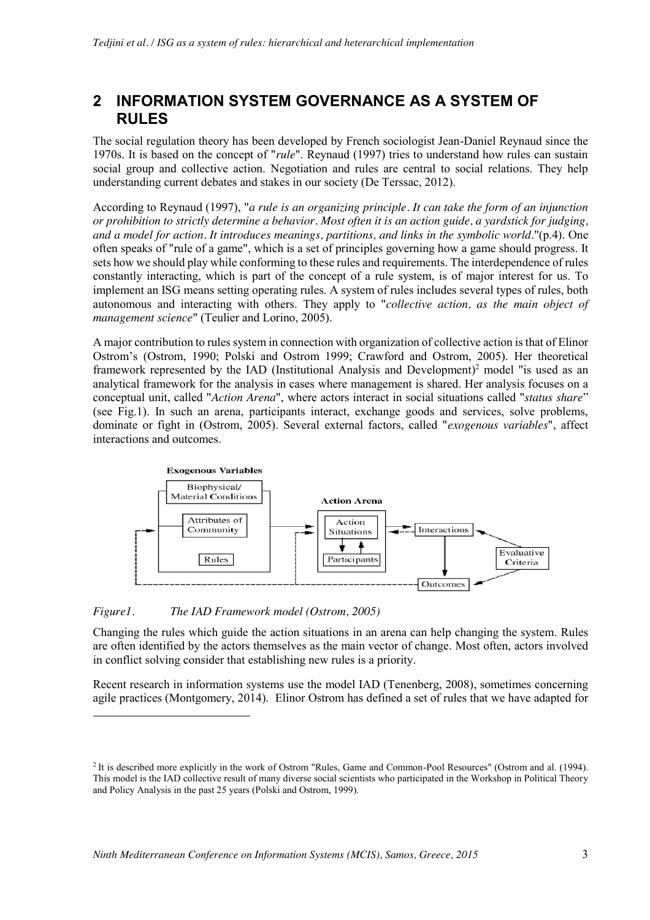## 2 INFORMATION SYSTEM GOVERNANCE AS A SYSTEM OF RULES

The social regulation theory has been developed by French sociologist Jean-Daniel Reynaud since the 1970s. It is based on the concept of "*rule*". Reynaud (1997) tries to understand how rules can sustain social group and collective action. Negotiation and rules are central to social relations. They help understanding current debates and stakes in our society (De Terssac, 2012).

According to Reynaud (1997), "*a rule is an organizing principle. It can take the form of an injunction or prohibition to strictly determine a behavior. Most often it is an action guide, a yardstick for judging, and a model for action. It introduces meanings, partitions, and links in the symbolic world.*"(p.4). One often speaks of "rule of a game", which is a set of principles governing how a game should progress. It sets how we should play while conforming to these rules and requirements. The interdependence of rules constantly interacting, which is part of the concept of a rule system, is of major interest for us. To implement an ISG means setting operating rules. A system of rules includes several types of rules, both autonomous and interacting with others. They apply to "*collective action, as the main object of management science*" (Teulier and Lorino, 2005).

A major contribution to rules system in connection with organization of collective action is that of Elinor Ostrom's (Ostrom, 1990; Polski and Ostrom 1999; Crawford and Ostrom, 2005). Her theoretical framework represented by the IAD (Institutional Analysis and Development)[2] model "is used as an analytical framework for the analysis in cases where management is shared. Her analysis focuses on a conceptual unit, called "*Action Arena*", where actors interact in social situations called "*status share*" (see Fig.1). In such an arena, participants interact, exchange goods and services, solve problems, dominate or fight in (Ostrom, 2005). Several external factors, called "*exogenous variables*", affect interactions and outcomes.

*Figure1. The IAD Framework model (Ostrom, 2005)*

Changing the rules which guide the action situations in an arena can help changing the system. Rules are often identified by the actors themselves as the main vector of change. Most often, actors involved in conflict solving consider that establishing new rules is a priority.

Recent research in information systems use the model IAD (Tenenberg, 2008), sometimes concerning agile practices (Montgomery, 2014). Elinor Ostrom has defined a set of rules that we have adapted for

---

[2] It is described more explicitly in the work of Ostrom "Rules, Game and Common-Pool Resources" (Ostrom and al. (1994). This model is the IAD collective result of many diverse social scientists who participated in the Workshop in Political Theory and Policy Analysis in the past 25 years (Polski and Ostrom, 1999).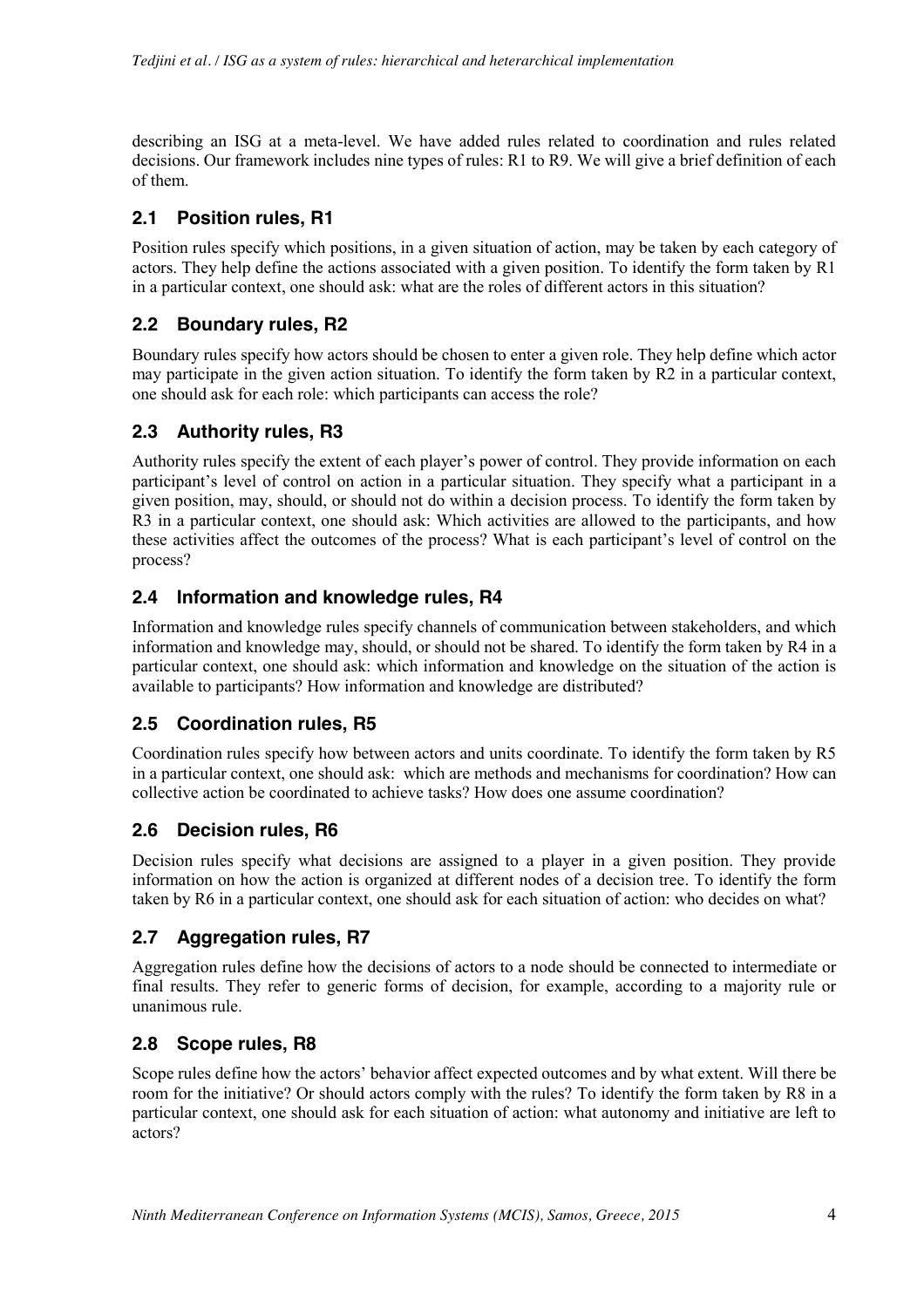describing an ISG at a meta-level. We have added rules related to coordination and rules related decisions. Our framework includes nine types of rules: R1 to R9. We will give a brief definition of each of them.

## 2.1 Position rules, R1

Position rules specify which positions, in a given situation of action, may be taken by each category of actors. They help define the actions associated with a given position. To identify the form taken by R1 in a particular context, one should ask: what are the roles of different actors in this situation?

## 2.2 Boundary rules, R2

Boundary rules specify how actors should be chosen to enter a given role. They help define which actor may participate in the given action situation. To identify the form taken by R2 in a particular context, one should ask for each role: which participants can access the role?

## 2.3 Authority rules, R3

Authority rules specify the extent of each player's power of control. They provide information on each participant's level of control on action in a particular situation. They specify what a participant in a given position, may, should, or should not do within a decision process. To identify the form taken by R3 in a particular context, one should ask: Which activities are allowed to the participants, and how these activities affect the outcomes of the process? What is each participant's level of control on the process?

## 2.4 Information and knowledge rules, R4

Information and knowledge rules specify channels of communication between stakeholders, and which information and knowledge may, should, or should not be shared. To identify the form taken by R4 in a particular context, one should ask: which information and knowledge on the situation of the action is available to participants? How information and knowledge are distributed?

## 2.5 Coordination rules, R5

Coordination rules specify how between actors and units coordinate. To identify the form taken by R5 in a particular context, one should ask: which are methods and mechanisms for coordination? How can collective action be coordinated to achieve tasks? How does one assume coordination?

## 2.6 Decision rules, R6

Decision rules specify what decisions are assigned to a player in a given position. They provide information on how the action is organized at different nodes of a decision tree. To identify the form taken by R6 in a particular context, one should ask for each situation of action: who decides on what?

## 2.7 Aggregation rules, R7

Aggregation rules define how the decisions of actors to a node should be connected to intermediate or final results. They refer to generic forms of decision, for example, according to a majority rule or unanimous rule.

## 2.8 Scope rules, R8

Scope rules define how the actors' behavior affect expected outcomes and by what extent. Will there be room for the initiative? Or should actors comply with the rules? To identify the form taken by R8 in a particular context, one should ask for each situation of action: what autonomy and initiative are left to actors?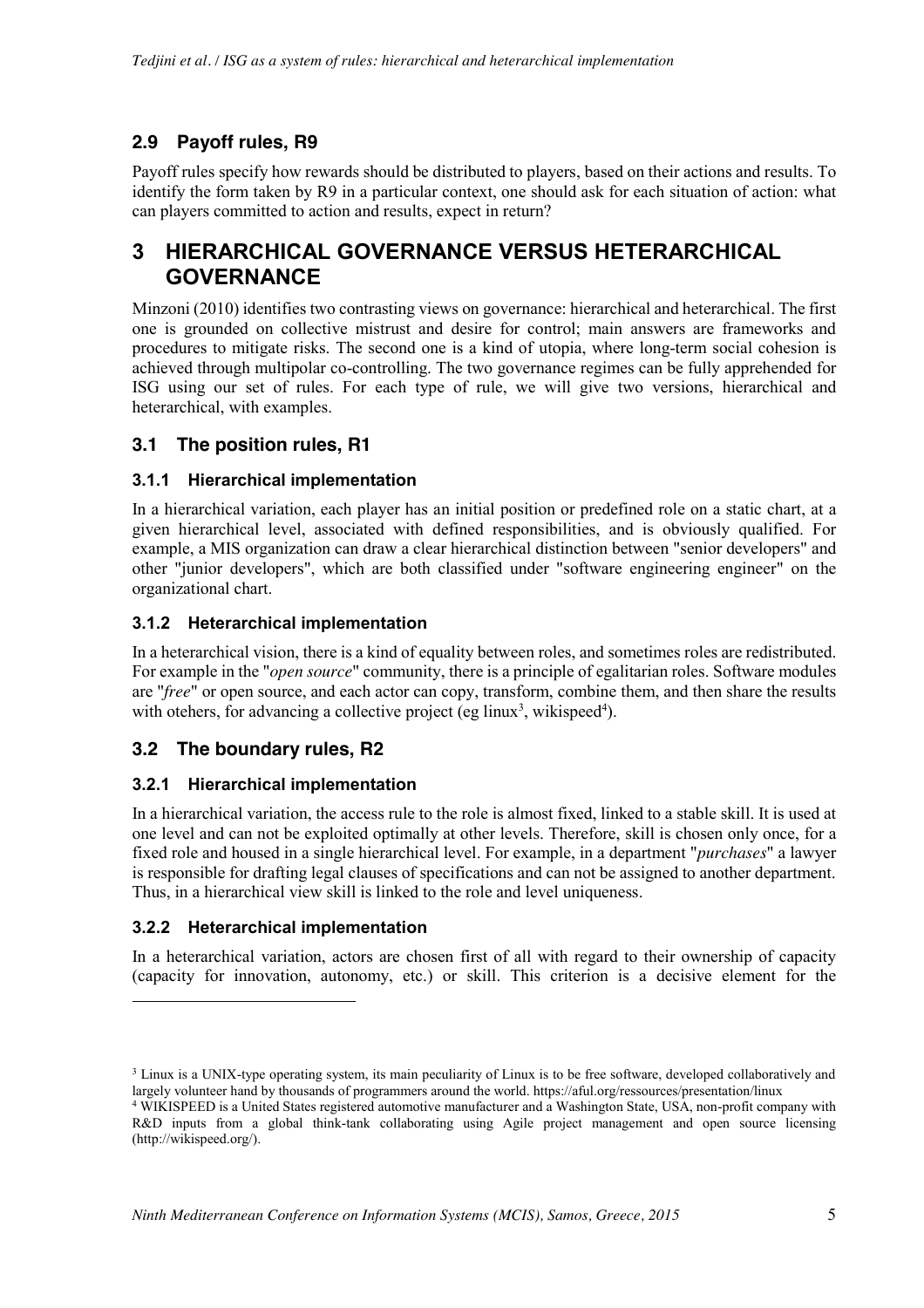## 2.9 Payoff rules, R9

Payoff rules specify how rewards should be distributed to players, based on their actions and results. To identify the form taken by R9 in a particular context, one should ask for each situation of action: what can players committed to action and results, expect in return?

# 3 HIERARCHICAL GOVERNANCE VERSUS HETERARCHICAL GOVERNANCE

Minzoni (2010) identifies two contrasting views on governance: hierarchical and heterarchical. The first one is grounded on collective mistrust and desire for control; main answers are frameworks and procedures to mitigate risks. The second one is a kind of utopia, where long-term social cohesion is achieved through multipolar co-controlling. The two governance regimes can be fully apprehended for ISG using our set of rules. For each type of rule, we will give two versions, hierarchical and heterarchical, with examples.

## 3.1 The position rules, R1

### 3.1.1 Hierarchical implementation

In a hierarchical variation, each player has an initial position or predefined role on a static chart, at a given hierarchical level, associated with defined responsibilities, and is obviously qualified. For example, a MIS organization can draw a clear hierarchical distinction between "senior developers" and other "junior developers", which are both classified under "software engineering engineer" on the organizational chart.

### 3.1.2 Heterarchical implementation

In a heterarchical vision, there is a kind of equality between roles, and sometimes roles are redistributed. For example in the "*open source*" community, there is a principle of egalitarian roles. Software modules are "*free*" or open source, and each actor can copy, transform, combine them, and then share the results with otehers, for advancing a collective project (eg linux[3], wikispeed[4]).

## 3.2 The boundary rules, R2

### 3.2.1 Hierarchical implementation

In a hierarchical variation, the access rule to the role is almost fixed, linked to a stable skill. It is used at one level and can not be exploited optimally at other levels. Therefore, skill is chosen only once, for a fixed role and housed in a single hierarchical level. For example, in a department "*purchases*" a lawyer is responsible for drafting legal clauses of specifications and can not be assigned to another department. Thus, in a hierarchical view skill is linked to the role and level uniqueness.

### 3.2.2 Heterarchical implementation

In a heterarchical variation, actors are chosen first of all with regard to their ownership of capacity (capacity for innovation, autonomy, etc.) or skill. This criterion is a decisive element for the

---

[3] Linux is a UNIX-type operating system, its main peculiarity of Linux is to be free software, developed collaboratively and largely volunteer hand by thousands of programmers around the world. https://aful.org/ressources/presentation/linux

[4] WIKISPEED is a United States registered automotive manufacturer and a Washington State, USA, non-profit company with R&D inputs from a global think-tank collaborating using Agile project management and open source licensing (http://wikispeed.org/).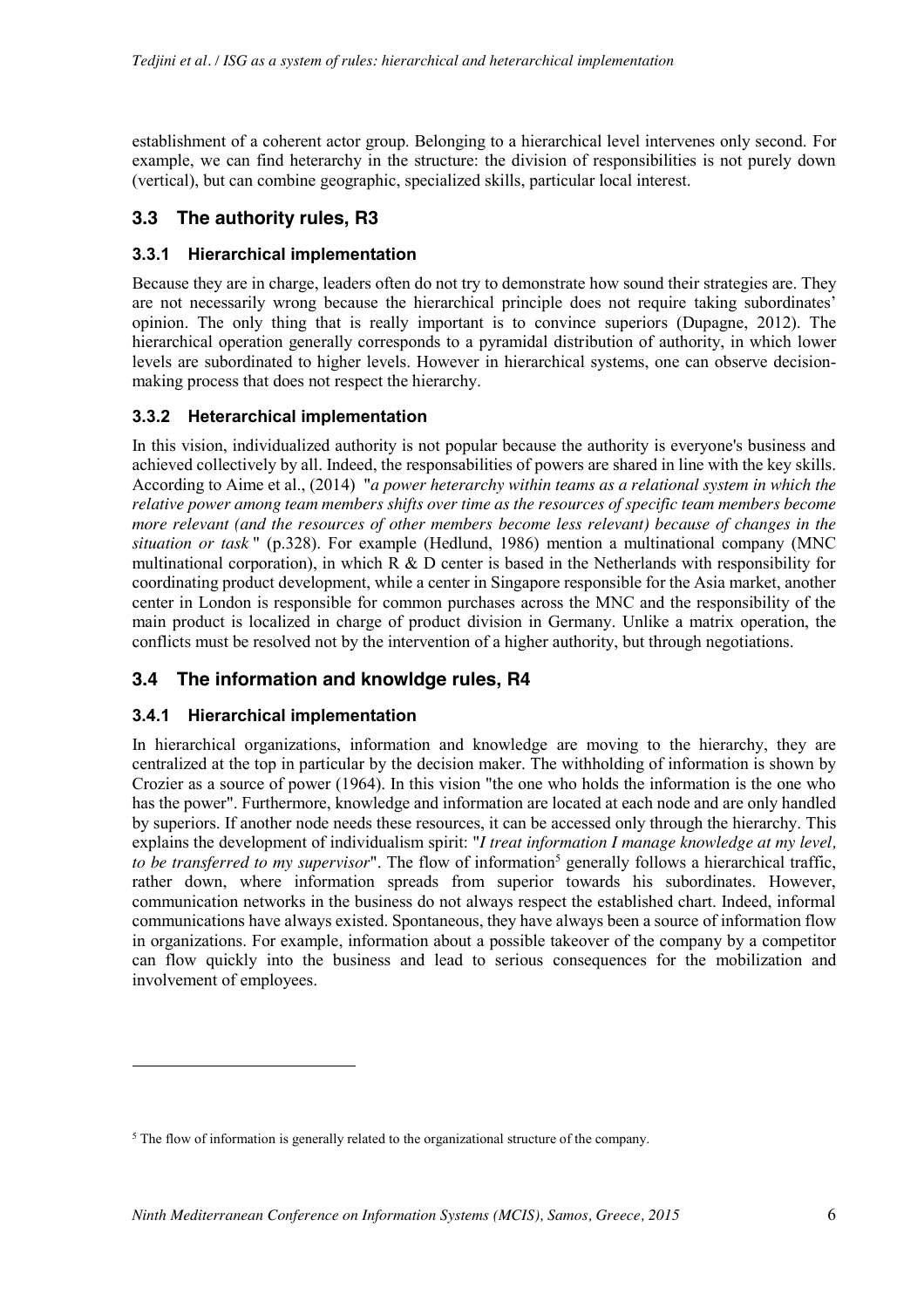establishment of a coherent actor group. Belonging to a hierarchical level intervenes only second. For example, we can find heterarchy in the structure: the division of responsibilities is not purely down (vertical), but can combine geographic, specialized skills, particular local interest.

## 3.3 The authority rules, R3

### 3.3.1 Hierarchical implementation

Because they are in charge, leaders often do not try to demonstrate how sound their strategies are. They are not necessarily wrong because the hierarchical principle does not require taking subordinates' opinion. The only thing that is really important is to convince superiors (Dupagne, 2012). The hierarchical operation generally corresponds to a pyramidal distribution of authority, in which lower levels are subordinated to higher levels. However in hierarchical systems, one can observe decision-making process that does not respect the hierarchy.

### 3.3.2 Heterarchical implementation

In this vision, individualized authority is not popular because the authority is everyone's business and achieved collectively by all. Indeed, the responsabilities of powers are shared in line with the key skills. According to Aime et al., (2014) "*a power heterarchy within teams as a relational system in which the relative power among team members shifts over time as the resources of specific team members become more relevant (and the resources of other members become less relevant) because of changes in the situation or task* " (p.328). For example (Hedlund, 1986) mention a multinational company (MNC multinational corporation), in which R & D center is based in the Netherlands with responsibility for coordinating product development, while a center in Singapore responsible for the Asia market, another center in London is responsible for common purchases across the MNC and the responsibility of the main product is localized in charge of product division in Germany. Unlike a matrix operation, the conflicts must be resolved not by the intervention of a higher authority, but through negotiations.

## 3.4 The information and knowldge rules, R4

### 3.4.1 Hierarchical implementation

In hierarchical organizations, information and knowledge are moving to the hierarchy, they are centralized at the top in particular by the decision maker. The withholding of information is shown by Crozier as a source of power (1964). In this vision "the one who holds the information is the one who has the power". Furthermore, knowledge and information are located at each node and are only handled by superiors. If another node needs these resources, it can be accessed only through the hierarchy. This explains the development of individualism spirit: "*I treat information I manage knowledge at my level, to be transferred to my supervisor*". The flow of information[5] generally follows a hierarchical traffic, rather down, where information spreads from superior towards his subordinates. However, communication networks in the business do not always respect the established chart. Indeed, informal communications have always existed. Spontaneous, they have always been a source of information flow in organizations. For example, information about a possible takeover of the company by a competitor can flow quickly into the business and lead to serious consequences for the mobilization and involvement of employees.

[5] The flow of information is generally related to the organizational structure of the company.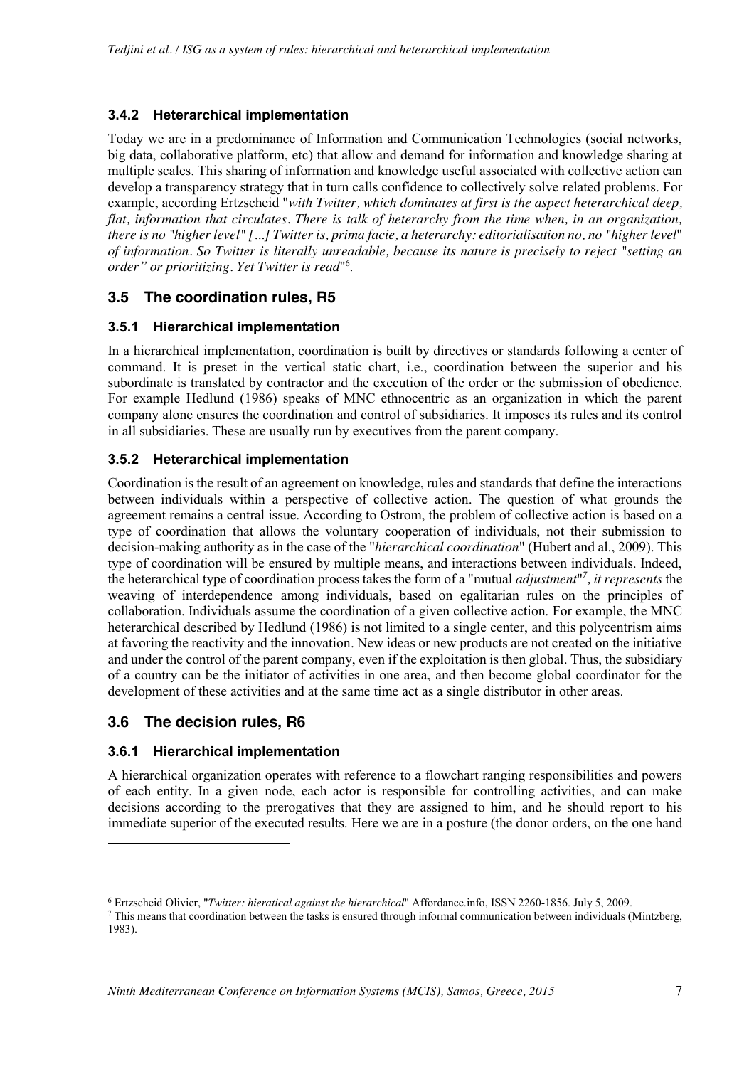### 3.4.2 Heterarchical implementation

Today we are in a predominance of Information and Communication Technologies (social networks, big data, collaborative platform, etc) that allow and demand for information and knowledge sharing at multiple scales. This sharing of information and knowledge useful associated with collective action can develop a transparency strategy that in turn calls confidence to collectively solve related problems. For example, according Ertzscheid "*with Twitter, which dominates at first is the aspect heterarchical deep, flat, information that circulates. There is talk of heterarchy from the time when, in an organization, there is no "higher level" [...] Twitter is, prima facie, a heterarchy: editorialisation no, no "higher level" of information. So Twitter is literally unreadable, because its nature is precisely to reject "setting an order" or prioritizing. Yet Twitter is read*"[6].

## 3.5 The coordination rules, R5

### 3.5.1 Hierarchical implementation

In a hierarchical implementation, coordination is built by directives or standards following a center of command. It is preset in the vertical static chart, i.e., coordination between the superior and his subordinate is translated by contractor and the execution of the order or the submission of obedience. For example Hedlund (1986) speaks of MNC ethnocentric as an organization in which the parent company alone ensures the coordination and control of subsidiaries. It imposes its rules and its control in all subsidiaries. These are usually run by executives from the parent company.

### 3.5.2 Heterarchical implementation

Coordination is the result of an agreement on knowledge, rules and standards that define the interactions between individuals within a perspective of collective action. The question of what grounds the agreement remains a central issue. According to Ostrom, the problem of collective action is based on a type of coordination that allows the voluntary cooperation of individuals, not their submission to decision-making authority as in the case of the "*hierarchical coordination*" (Hubert and al., 2009). This type of coordination will be ensured by multiple means, and interactions between individuals. Indeed, the heterarchical type of coordination process takes the form of a "mutual *adjustment*"[7]*, it represents* the weaving of interdependence among individuals, based on egalitarian rules on the principles of collaboration. Individuals assume the coordination of a given collective action. For example, the MNC heterarchical described by Hedlund (1986) is not limited to a single center, and this polycentrism aims at favoring the reactivity and the innovation. New ideas or new products are not created on the initiative and under the control of the parent company, even if the exploitation is then global. Thus, the subsidiary of a country can be the initiator of activities in one area, and then become global coordinator for the development of these activities and at the same time act as a single distributor in other areas.

## 3.6 The decision rules, R6

### 3.6.1 Hierarchical implementation

A hierarchical organization operates with reference to a flowchart ranging responsibilities and powers of each entity. In a given node, each actor is responsible for controlling activities, and can make decisions according to the prerogatives that they are assigned to him, and he should report to his immediate superior of the executed results. Here we are in a posture (the donor orders, on the one hand

[6] Ertzscheid Olivier, "*Twitter: hieratical against the hierarchical*" Affordance.info, ISSN 2260-1856. July 5, 2009.

[7] This means that coordination between the tasks is ensured through informal communication between individuals (Mintzberg, 1983).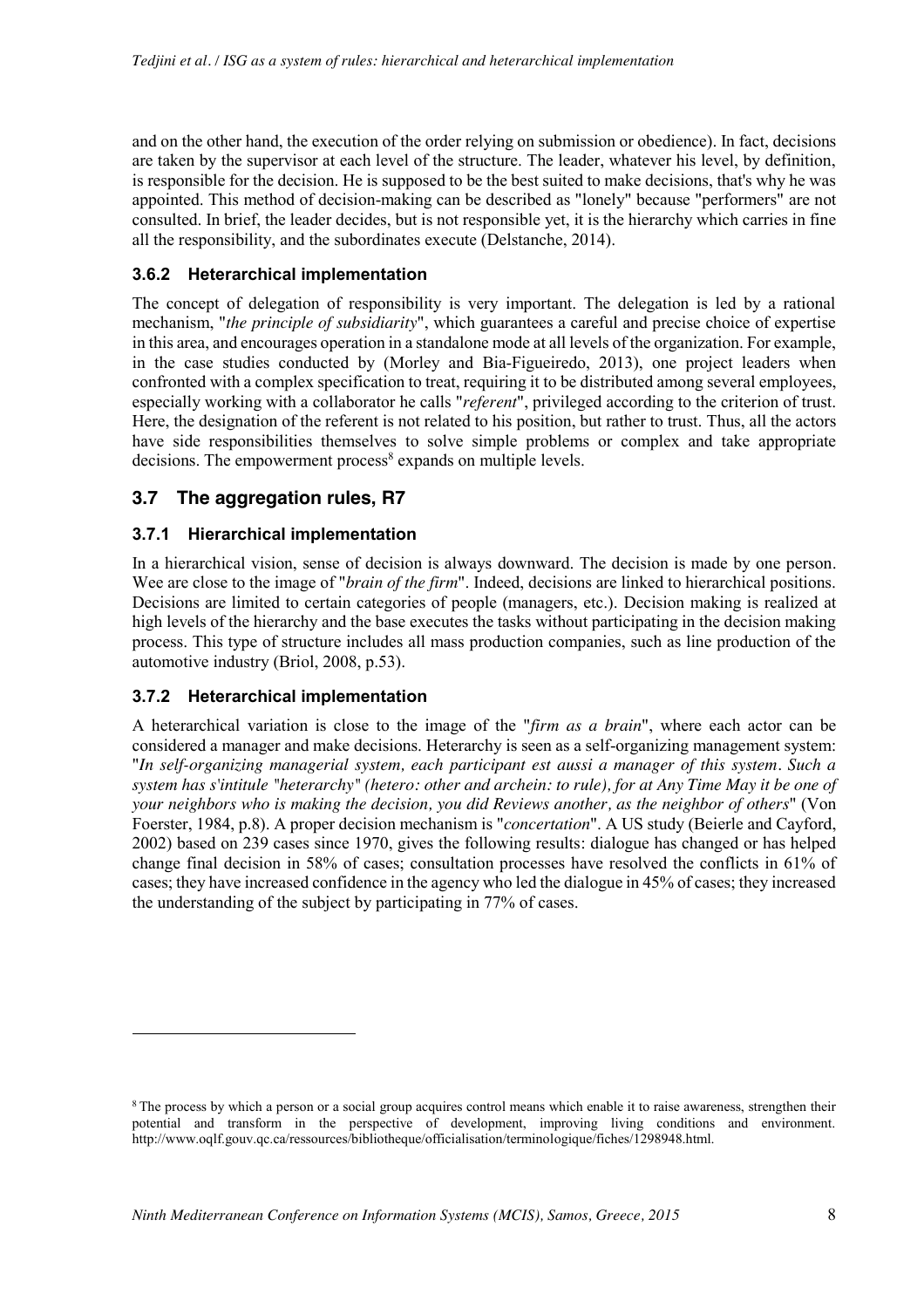and on the other hand, the execution of the order relying on submission or obedience). In fact, decisions are taken by the supervisor at each level of the structure. The leader, whatever his level, by definition, is responsible for the decision. He is supposed to be the best suited to make decisions, that's why he was appointed. This method of decision-making can be described as "lonely" because "performers" are not consulted. In brief, the leader decides, but is not responsible yet, it is the hierarchy which carries in fine all the responsibility, and the subordinates execute (Delstanche, 2014).

### 3.6.2 Heterarchical implementation

The concept of delegation of responsibility is very important. The delegation is led by a rational mechanism, "*the principle of subsidiarity*", which guarantees a careful and precise choice of expertise in this area, and encourages operation in a standalone mode at all levels of the organization. For example, in the case studies conducted by (Morley and Bia-Figueiredo, 2013), one project leaders when confronted with a complex specification to treat, requiring it to be distributed among several employees, especially working with a collaborator he calls "*referent*", privileged according to the criterion of trust. Here, the designation of the referent is not related to his position, but rather to trust. Thus, all the actors have side responsibilities themselves to solve simple problems or complex and take appropriate decisions. The empowerment process[8] expands on multiple levels.

## 3.7 The aggregation rules, R7

### 3.7.1 Hierarchical implementation

In a hierarchical vision, sense of decision is always downward. The decision is made by one person. Wee are close to the image of "*brain of the firm*". Indeed, decisions are linked to hierarchical positions. Decisions are limited to certain categories of people (managers, etc.). Decision making is realized at high levels of the hierarchy and the base executes the tasks without participating in the decision making process. This type of structure includes all mass production companies, such as line production of the automotive industry (Briol, 2008, p.53).

### 3.7.2 Heterarchical implementation

A heterarchical variation is close to the image of the "*firm as a brain*", where each actor can be considered a manager and make decisions. Heterarchy is seen as a self-organizing management system: "*In self-organizing managerial system, each participant est aussi a manager of this system. Such a system has s'intitule "heterarchy" (hetero: other and archein: to rule), for at Any Time May it be one of your neighbors who is making the decision, you did Reviews another, as the neighbor of others*" (Von Foerster, 1984, p.8). A proper decision mechanism is "*concertation*". A US study (Beierle and Cayford, 2002) based on 239 cases since 1970, gives the following results: dialogue has changed or has helped change final decision in 58% of cases; consultation processes have resolved the conflicts in 61% of cases; they have increased confidence in the agency who led the dialogue in 45% of cases; they increased the understanding of the subject by participating in 77% of cases.

---

[8] The process by which a person or a social group acquires control means which enable it to raise awareness, strengthen their potential and transform in the perspective of development, improving living conditions and environment. http://www.oqlf.gouv.qc.ca/ressources/bibliotheque/officialisation/terminologique/fiches/1298948.html.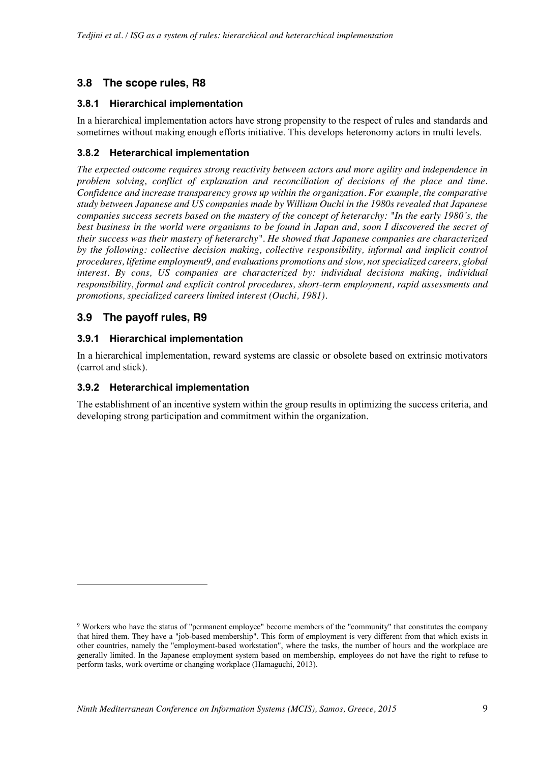## 3.8 The scope rules, R8

### 3.8.1 Hierarchical implementation

In a hierarchical implementation actors have strong propensity to the respect of rules and standards and sometimes without making enough efforts initiative. This develops heteronomy actors in multi levels.

### 3.8.2 Heterarchical implementation

*The expected outcome requires strong reactivity between actors and more agility and independence in problem solving, conflict of explanation and reconciliation of decisions of the place and time. Confidence and increase transparency grows up within the organization. For example, the comparative study between Japanese and US companies made by William Ouchi in the 1980s revealed that Japanese companies success secrets based on the mastery of the concept of heterarchy: "In the early 1980's, the best business in the world were organisms to be found in Japan and, soon I discovered the secret of their success was their mastery of heterarchy". He showed that Japanese companies are characterized by the following: collective decision making, collective responsibility, informal and implicit control procedures, lifetime employment[9], and evaluations promotions and slow, not specialized careers, global interest. By cons, US companies are characterized by: individual decisions making, individual responsibility, formal and explicit control procedures, short-term employment, rapid assessments and promotions, specialized careers limited interest (Ouchi, 1981).*

## 3.9 The payoff rules, R9

### 3.9.1 Hierarchical implementation

In a hierarchical implementation, reward systems are classic or obsolete based on extrinsic motivators (carrot and stick).

### 3.9.2 Heterarchical implementation

The establishment of an incentive system within the group results in optimizing the success criteria, and developing strong participation and commitment within the organization.

---

[9] Workers who have the status of "permanent employee" become members of the "community" that constitutes the company that hired them. They have a "job-based membership". This form of employment is very different from that which exists in other countries, namely the "employment-based workstation", where the tasks, the number of hours and the workplace are generally limited. In the Japanese employment system based on membership, employees do not have the right to refuse to perform tasks, work overtime or changing workplace (Hamaguchi, 2013).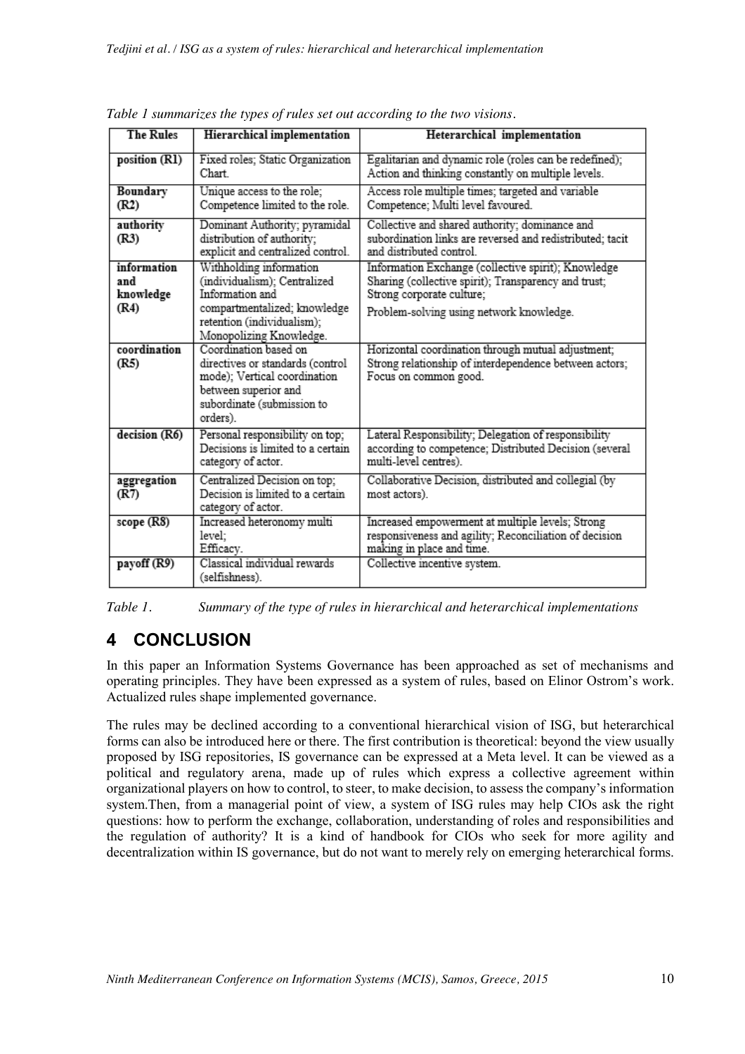*Table 1 summarizes the types of rules set out according to the two visions.*

| The Rules | Hierarchical implementation | Heterarchical implementation |
|---|---|---|
| position (R1) | Fixed roles; Static Organization Chart. | Egalitarian and dynamic role (roles can be redefined); Action and thinking constantly on multiple levels. |
| Boundary (R2) | Unique access to the role; Competence limited to the role. | Access role multiple times; targeted and variable Competence; Multi level favoured. |
| authority (R3) | Dominant Authority; pyramidal distribution of authority; explicit and centralized control. | Collective and shared authority; dominance and subordination links are reversed and redistributed; tacit and distributed control. |
| information and knowledge (R4) | Withholding information (individualism); Centralized Information and compartmentalized; knowledge retention (individualism); Monopolizing Knowledge. | Information Exchange (collective spirit); Knowledge Sharing (collective spirit); Transparency and trust; Strong corporate culture; Problem-solving using network knowledge. |
| coordination (R5) | Coordination based on directives or standards (control mode); Vertical coordination between superior and subordinate (submission to orders). | Horizontal coordination through mutual adjustment; Strong relationship of interdependence between actors; Focus on common good. |
| decision (R6) | Personal responsibility on top; Decisions is limited to a certain category of actor. | Lateral Responsibility; Delegation of responsibility according to competence; Distributed Decision (several multi-level centres). |
| aggregation (R7) | Centralized Decision on top; Decision is limited to a certain category of actor. | Collaborative Decision, distributed and collegial (by most actors). |
| scope (R8) | Increased heteronomy multi level; Efficacy. | Increased empowerment at multiple levels; Strong responsiveness and agility; Reconciliation of decision making in place and time. |
| payoff (R9) | Classical individual rewards (selfishness). | Collective incentive system. |

*Table 1. Summary of the type of rules in hierarchical and heterarchical implementations*

## 4 CONCLUSION

In this paper an Information Systems Governance has been approached as set of mechanisms and operating principles. They have been expressed as a system of rules, based on Elinor Ostrom's work. Actualized rules shape implemented governance.

The rules may be declined according to a conventional hierarchical vision of ISG, but heterarchical forms can also be introduced here or there. The first contribution is theoretical: beyond the view usually proposed by ISG repositories, IS governance can be expressed at a Meta level. It can be viewed as a political and regulatory arena, made up of rules which express a collective agreement within organizational players on how to control, to steer, to make decision, to assess the company's information system.Then, from a managerial point of view, a system of ISG rules may help CIOs ask the right questions: how to perform the exchange, collaboration, understanding of roles and responsibilities and the regulation of authority? It is a kind of handbook for CIOs who seek for more agility and decentralization within IS governance, but do not want to merely rely on emerging heterarchical forms.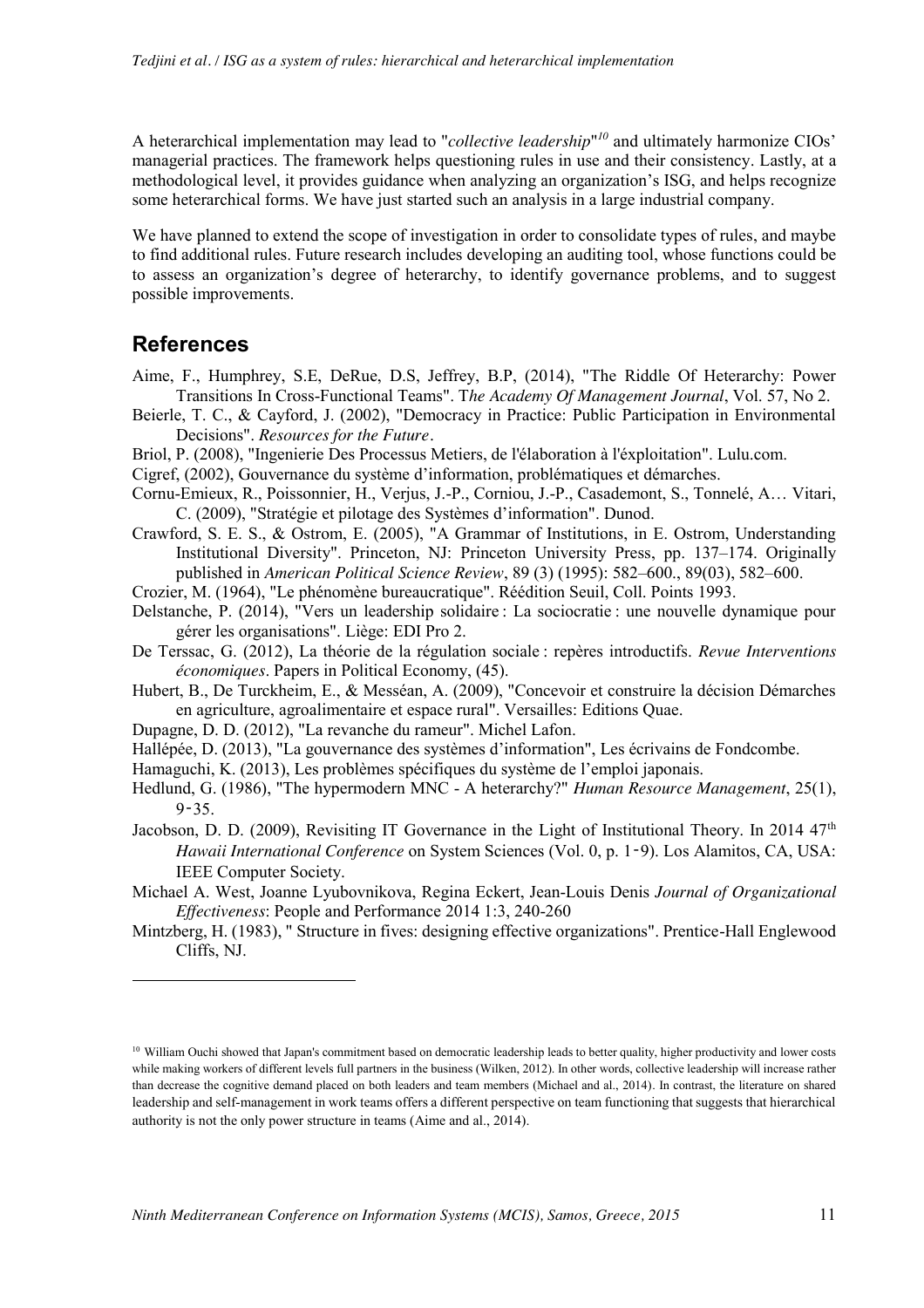A heterarchical implementation may lead to "*collective leadership*"[10] and ultimately harmonize CIOs' managerial practices. The framework helps questioning rules in use and their consistency. Lastly, at a methodological level, it provides guidance when analyzing an organization's ISG, and helps recognize some heterarchical forms. We have just started such an analysis in a large industrial company.

We have planned to extend the scope of investigation in order to consolidate types of rules, and maybe to find additional rules. Future research includes developing an auditing tool, whose functions could be to assess an organization's degree of heterarchy, to identify governance problems, and to suggest possible improvements.

## References

Aime, F., Humphrey, S.E, DeRue, D.S, Jeffrey, B.P, (2014), "The Riddle Of Heterarchy: Power Transitions In Cross-Functional Teams". T*he Academy Of Management Journal*, Vol. 57, No 2.

Beierle, T. C., & Cayford, J. (2002), "Democracy in Practice: Public Participation in Environmental Decisions". *Resources for the Future*.

Briol, P. (2008), "Ingenierie Des Processus Metiers, de l'élaboration à l'exploitation". Lulu.com.

Cigref, (2002), Gouvernance du système d'information, problématiques et démarches.

Cornu-Emieux, R., Poissonnier, H., Verjus, J.-P., Corniou, J.-P., Casademont, S., Tonnelé, A… Vitari, C. (2009), "Stratégie et pilotage des Systèmes d'information". Dunod.

Crawford, S. E. S., & Ostrom, E. (2005), "A Grammar of Institutions, in E. Ostrom, Understanding Institutional Diversity". Princeton, NJ: Princeton University Press, pp. 137–174. Originally published in *American Political Science Review*, 89 (3) (1995): 582–600., 89(03), 582–600.

Crozier, M. (1964), "Le phénomène bureaucratique". Réédition Seuil, Coll. Points 1993.

Delstanche, P. (2014), "Vers un leadership solidaire : La sociocratie : une nouvelle dynamique pour gérer les organisations". Liège: EDI Pro 2.

De Terssac, G. (2012), La théorie de la régulation sociale : repères introductifs. *Revue Interventions économiques*. Papers in Political Economy, (45).

Hubert, B., De Turckheim, E., & Messéan, A. (2009), "Concevoir et construire la décision Démarches en agriculture, agroalimentaire et espace rural". Versailles: Editions Quae.

Dupagne, D. D. (2012), "La revanche du rameur". Michel Lafon.

Hallépée, D. (2013), "La gouvernance des systèmes d'information", Les écrivains de Fondcombe.

Hamaguchi, K. (2013), Les problèmes spécifiques du système de l'emploi japonais.

Hedlund, G. (1986), "The hypermodern MNC - A heterarchy?" *Human Resource Management*, 25(1), 9‑35.

Jacobson, D. D. (2009), Revisiting IT Governance in the Light of Institutional Theory. In 2014 47th *Hawaii International Conference* on System Sciences (Vol. 0, p. 1‑9). Los Alamitos, CA, USA: IEEE Computer Society.

Michael A. West, Joanne Lyubovnikova, Regina Eckert, Jean-Louis Denis *Journal of Organizational Effectiveness*: People and Performance 2014 1:3, 240-260

Mintzberg, H. (1983), " Structure in fives: designing effective organizations". Prentice-Hall Englewood Cliffs, NJ.

---

[10] William Ouchi showed that Japan's commitment based on democratic leadership leads to better quality, higher productivity and lower costs while making workers of different levels full partners in the business (Wilken, 2012). In other words, collective leadership will increase rather than decrease the cognitive demand placed on both leaders and team members (Michael and al., 2014). In contrast, the literature on shared leadership and self-management in work teams offers a different perspective on team functioning that suggests that hierarchical authority is not the only power structure in teams (Aime and al., 2014).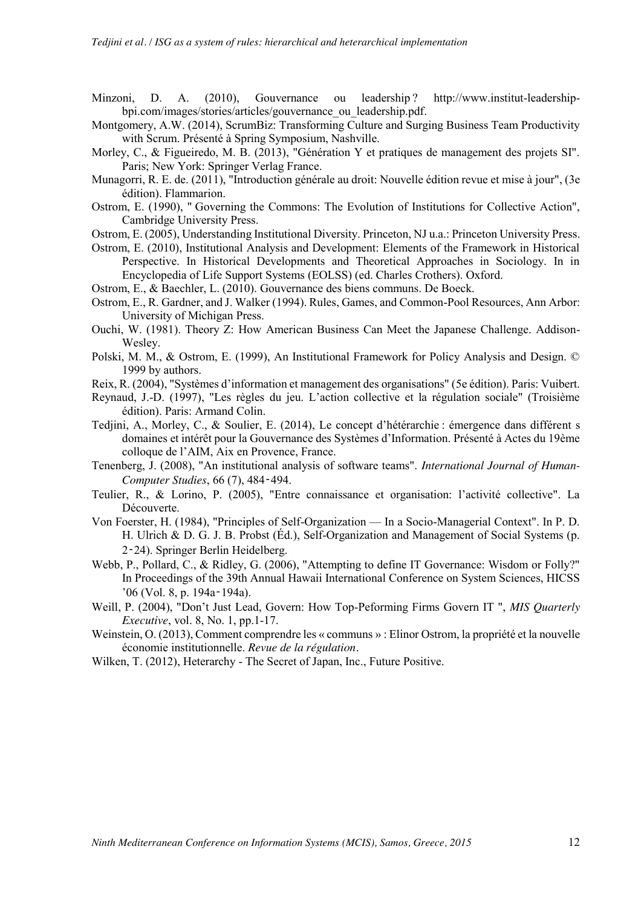Minzoni, D. A. (2010), Gouvernance ou leadership ? http://www.institut-leadership-bpi.com/images/stories/articles/gouvernance_ou_leadership.pdf.

Montgomery, A.W. (2014), ScrumBiz: Transforming Culture and Surging Business Team Productivity with Scrum. Présenté à Spring Symposium, Nashville.

Morley, C., & Figueiredo, M. B. (2013), "Génération Y et pratiques de management des projets SI". Paris; New York: Springer Verlag France.

Munagorri, R. E. de. (2011), "Introduction générale au droit: Nouvelle édition revue et mise à jour", (3e édition). Flammarion.

Ostrom, E. (1990), " Governing the Commons: The Evolution of Institutions for Collective Action", Cambridge University Press.

Ostrom, E. (2005), Understanding Institutional Diversity. Princeton, NJ u.a.: Princeton University Press.

Ostrom, E. (2010), Institutional Analysis and Development: Elements of the Framework in Historical Perspective. In Historical Developments and Theoretical Approaches in Sociology. In in Encyclopedia of Life Support Systems (EOLSS) (ed. Charles Crothers). Oxford.

Ostrom, E., & Baechler, L. (2010). Gouvernance des biens communs. De Boeck.

Ostrom, E., R. Gardner, and J. Walker (1994). Rules, Games, and Common-Pool Resources, Ann Arbor: University of Michigan Press.

Ouchi, W. (1981). Theory Z: How American Business Can Meet the Japanese Challenge. Addison-Wesley.

Polski, M. M., & Ostrom, E. (1999), An Institutional Framework for Policy Analysis and Design. © 1999 by authors.

Reix, R. (2004), "Systèmes d'information et management des organisations" (5e édition). Paris: Vuibert.

Reynaud, J.-D. (1997), "Les règles du jeu. L'action collective et la régulation sociale" (Troisième édition). Paris: Armand Colin.

Tedjini, A., Morley, C., & Soulier, E. (2014), Le concept d'hétérarchie : émergence dans différent s domaines et intérêt pour la Gouvernance des Systèmes d'Information. Présenté à Actes du 19ème colloque de l'AIM, Aix en Provence, France.

Tenenberg, J. (2008), "An institutional analysis of software teams". *International Journal of Human-Computer Studies*, 66 (7), 484‑494.

Teulier, R., & Lorino, P. (2005), "Entre connaissance et organisation: l'activité collective". La Découverte.

Von Foerster, H. (1984), "Principles of Self-Organization — In a Socio-Managerial Context". In P. D. H. Ulrich & D. G. J. B. Probst (Éd.), Self-Organization and Management of Social Systems (p. 2‑24). Springer Berlin Heidelberg.

Webb, P., Pollard, C., & Ridley, G. (2006), "Attempting to define IT Governance: Wisdom or Folly?" In Proceedings of the 39th Annual Hawaii International Conference on System Sciences, HICSS '06 (Vol. 8, p. 194a‑194a).

Weill, P. (2004), "Don't Just Lead, Govern: How Top-Peforming Firms Govern IT ", *MIS Quarterly Executive*, vol. 8, No. 1, pp.1-17.

Weinstein, O. (2013), Comment comprendre les « communs » : Elinor Ostrom, la propriété et la nouvelle économie institutionnelle. *Revue de la régulation*.

Wilken, T. (2012), Heterarchy - The Secret of Japan, Inc., Future Positive.